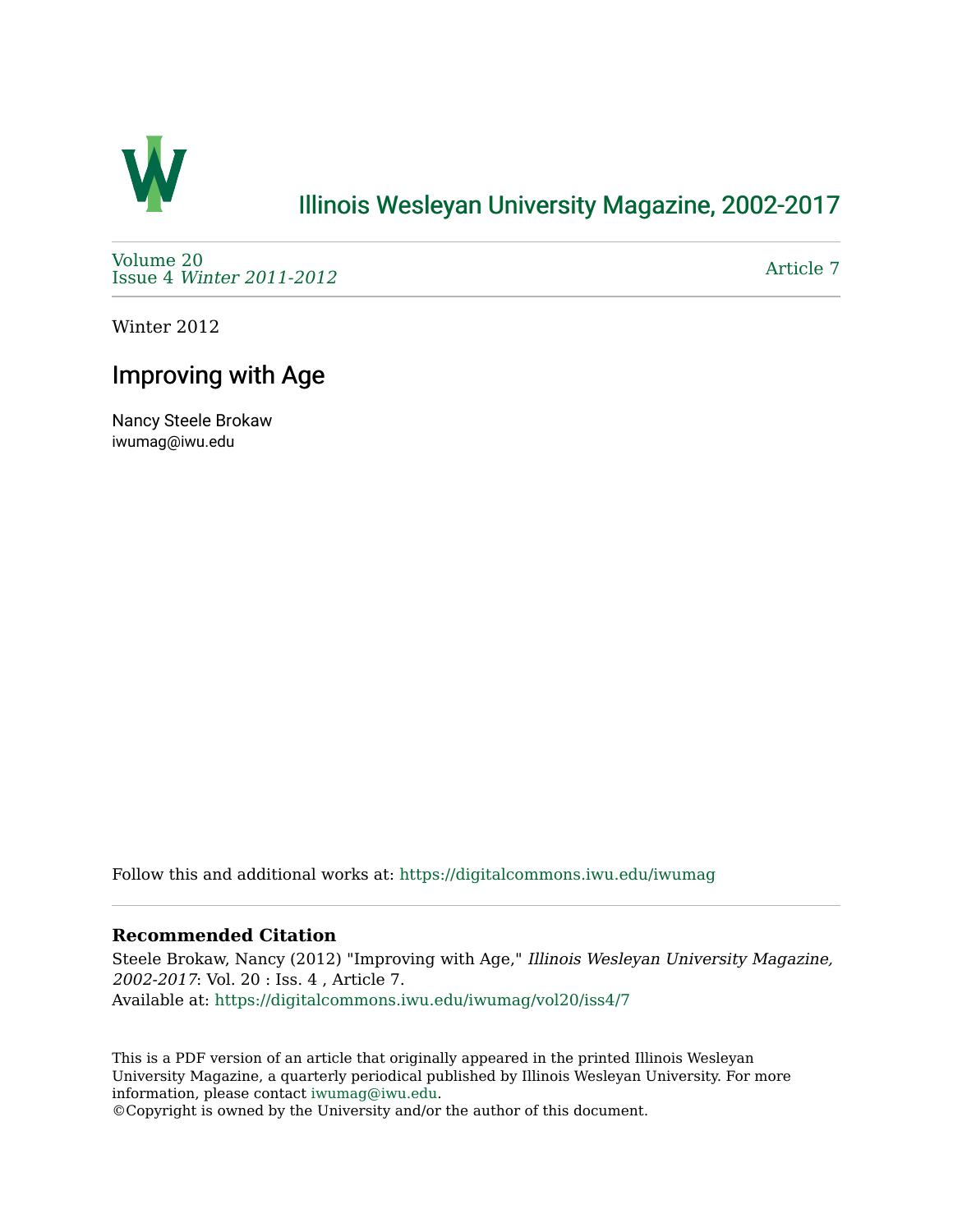Illinois Wesleyan University Magazine, 2002-2017

Volume 20
Issue 4 *Winter 2011-2012*

Article 7

Winter 2012

# Improving with Age

Nancy Steele Brokaw
iwumag@iwu.edu

Follow this and additional works at: https://digitalcommons.iwu.edu/iwumag

**Recommended Citation**

Steele Brokaw, Nancy (2012) "Improving with Age," *Illinois Wesleyan University Magazine, 2002-2017*: Vol. 20 : Iss. 4 , Article 7.
Available at: https://digitalcommons.iwu.edu/iwumag/vol20/iss4/7

This is a PDF version of an article that originally appeared in the printed Illinois Wesleyan University Magazine, a quarterly periodical published by Illinois Wesleyan University. For more information, please contact iwumag@iwu.edu.
©Copyright is owned by the University and/or the author of this document.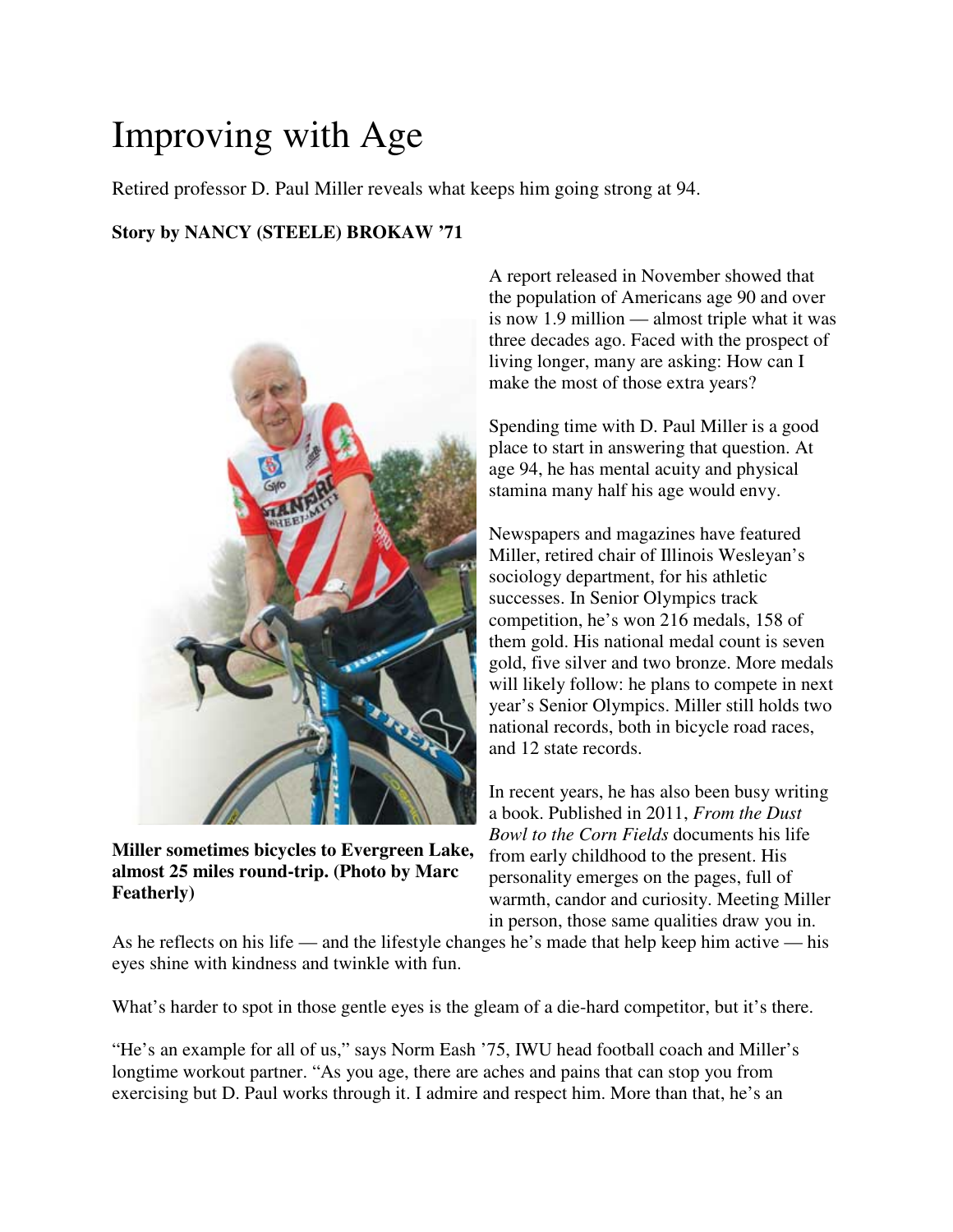# Improving with Age

Retired professor D. Paul Miller reveals what keeps him going strong at 94.

**Story by NANCY (STEELE) BROKAW '71**

**Miller sometimes bicycles to Evergreen Lake, almost 25 miles round-trip. (Photo by Marc Featherly)**

A report released in November showed that the population of Americans age 90 and over is now 1.9 million — almost triple what it was three decades ago. Faced with the prospect of living longer, many are asking: How can I make the most of those extra years?

Spending time with D. Paul Miller is a good place to start in answering that question. At age 94, he has mental acuity and physical stamina many half his age would envy.

Newspapers and magazines have featured Miller, retired chair of Illinois Wesleyan's sociology department, for his athletic successes. In Senior Olympics track competition, he's won 216 medals, 158 of them gold. His national medal count is seven gold, five silver and two bronze. More medals will likely follow: he plans to compete in next year's Senior Olympics. Miller still holds two national records, both in bicycle road races, and 12 state records.

In recent years, he has also been busy writing a book. Published in 2011, *From the Dust Bowl to the Corn Fields* documents his life from early childhood to the present. His personality emerges on the pages, full of warmth, candor and curiosity. Meeting Miller in person, those same qualities draw you in. As he reflects on his life — and the lifestyle changes he's made that help keep him active — his eyes shine with kindness and twinkle with fun.

What's harder to spot in those gentle eyes is the gleam of a die-hard competitor, but it's there.

"He's an example for all of us," says Norm Eash '75, IWU head football coach and Miller's longtime workout partner. "As you age, there are aches and pains that can stop you from exercising but D. Paul works through it. I admire and respect him. More than that, he's an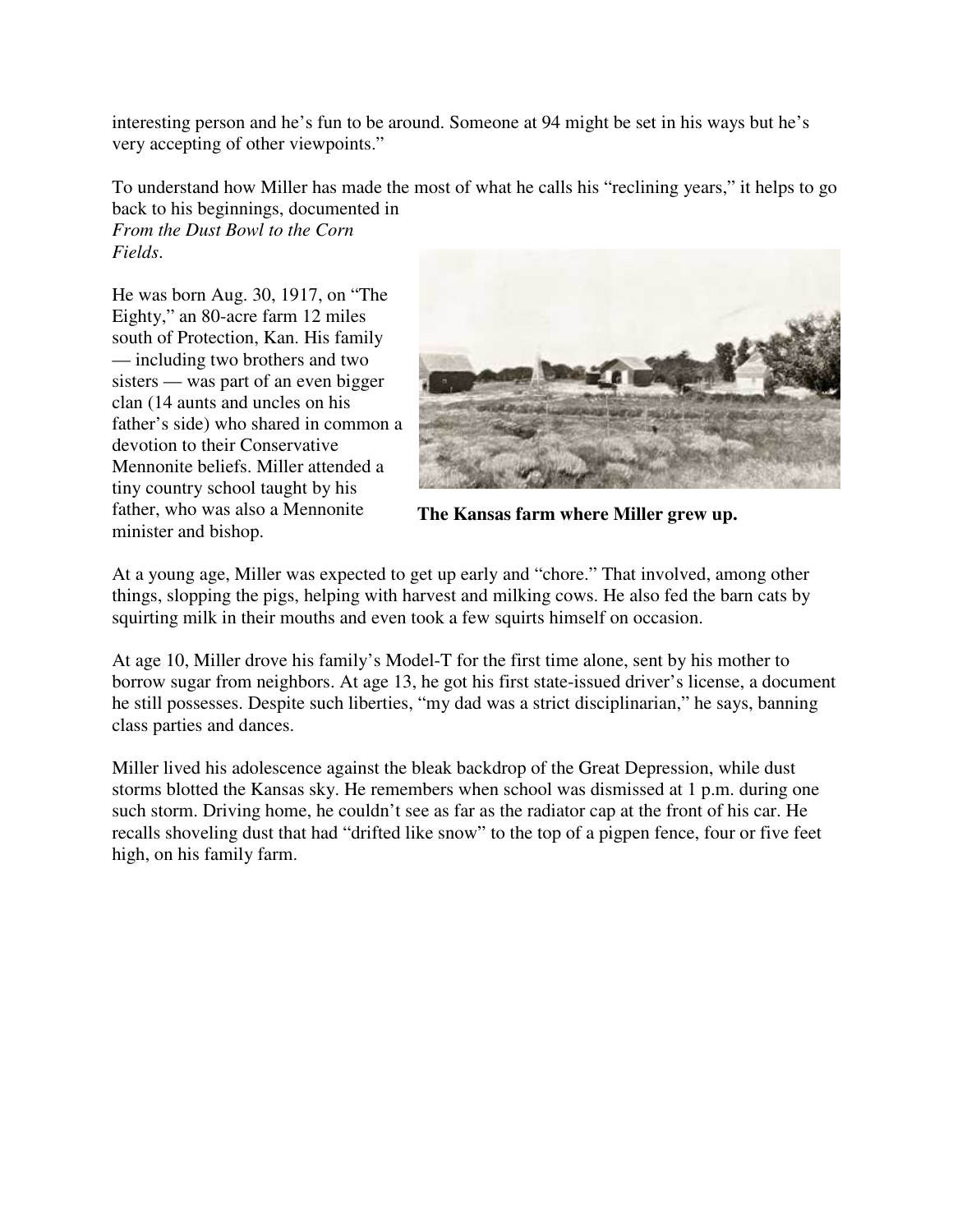interesting person and he's fun to be around. Someone at 94 might be set in his ways but he's very accepting of other viewpoints."

To understand how Miller has made the most of what he calls his "reclining years," it helps to go back to his beginnings, documented in *From the Dust Bowl to the Corn Fields*.

He was born Aug. 30, 1917, on "The Eighty," an 80-acre farm 12 miles south of Protection, Kan. His family — including two brothers and two sisters — was part of an even bigger clan (14 aunts and uncles on his father's side) who shared in common a devotion to their Conservative Mennonite beliefs. Miller attended a tiny country school taught by his father, who was also a Mennonite minister and bishop.

**The Kansas farm where Miller grew up.**

At a young age, Miller was expected to get up early and "chore." That involved, among other things, slopping the pigs, helping with harvest and milking cows. He also fed the barn cats by squirting milk in their mouths and even took a few squirts himself on occasion.

At age 10, Miller drove his family's Model-T for the first time alone, sent by his mother to borrow sugar from neighbors. At age 13, he got his first state-issued driver's license, a document he still possesses. Despite such liberties, "my dad was a strict disciplinarian," he says, banning class parties and dances.

Miller lived his adolescence against the bleak backdrop of the Great Depression, while dust storms blotted the Kansas sky. He remembers when school was dismissed at 1 p.m. during one such storm. Driving home, he couldn't see as far as the radiator cap at the front of his car. He recalls shoveling dust that had "drifted like snow" to the top of a pigpen fence, four or five feet high, on his family farm.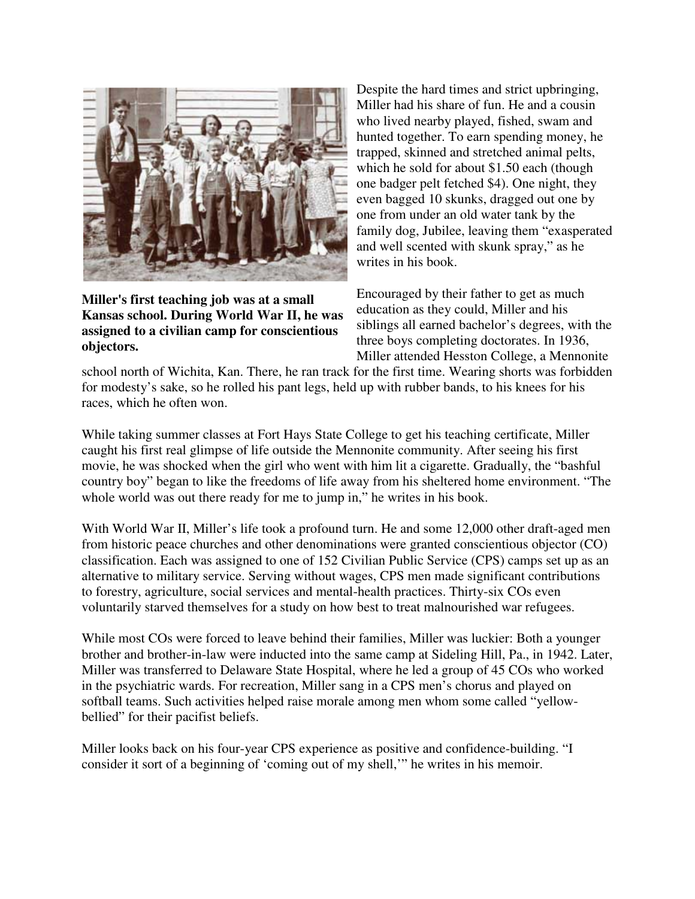**Miller's first teaching job was at a small Kansas school. During World War II, he was assigned to a civilian camp for conscientious objectors.**

Despite the hard times and strict upbringing, Miller had his share of fun. He and a cousin who lived nearby played, fished, swam and hunted together. To earn spending money, he trapped, skinned and stretched animal pelts, which he sold for about $1.50 each (though one badger pelt fetched $4). One night, they even bagged 10 skunks, dragged out one by one from under an old water tank by the family dog, Jubilee, leaving them "exasperated and well scented with skunk spray," as he writes in his book.

Encouraged by their father to get as much education as they could, Miller and his siblings all earned bachelor's degrees, with the three boys completing doctorates. In 1936, Miller attended Hesston College, a Mennonite school north of Wichita, Kan. There, he ran track for the first time. Wearing shorts was forbidden for modesty's sake, so he rolled his pant legs, held up with rubber bands, to his knees for his races, which he often won.

While taking summer classes at Fort Hays State College to get his teaching certificate, Miller caught his first real glimpse of life outside the Mennonite community. After seeing his first movie, he was shocked when the girl who went with him lit a cigarette. Gradually, the "bashful country boy" began to like the freedoms of life away from his sheltered home environment. "The whole world was out there ready for me to jump in," he writes in his book.

With World War II, Miller's life took a profound turn. He and some 12,000 other draft-aged men from historic peace churches and other denominations were granted conscientious objector (CO) classification. Each was assigned to one of 152 Civilian Public Service (CPS) camps set up as an alternative to military service. Serving without wages, CPS men made significant contributions to forestry, agriculture, social services and mental-health practices. Thirty-six COs even voluntarily starved themselves for a study on how best to treat malnourished war refugees.

While most COs were forced to leave behind their families, Miller was luckier: Both a younger brother and brother-in-law were inducted into the same camp at Sideling Hill, Pa., in 1942. Later, Miller was transferred to Delaware State Hospital, where he led a group of 45 COs who worked in the psychiatric wards. For recreation, Miller sang in a CPS men's chorus and played on softball teams. Such activities helped raise morale among men whom some called "yellow-bellied" for their pacifist beliefs.

Miller looks back on his four-year CPS experience as positive and confidence-building. "I consider it sort of a beginning of 'coming out of my shell,'" he writes in his memoir.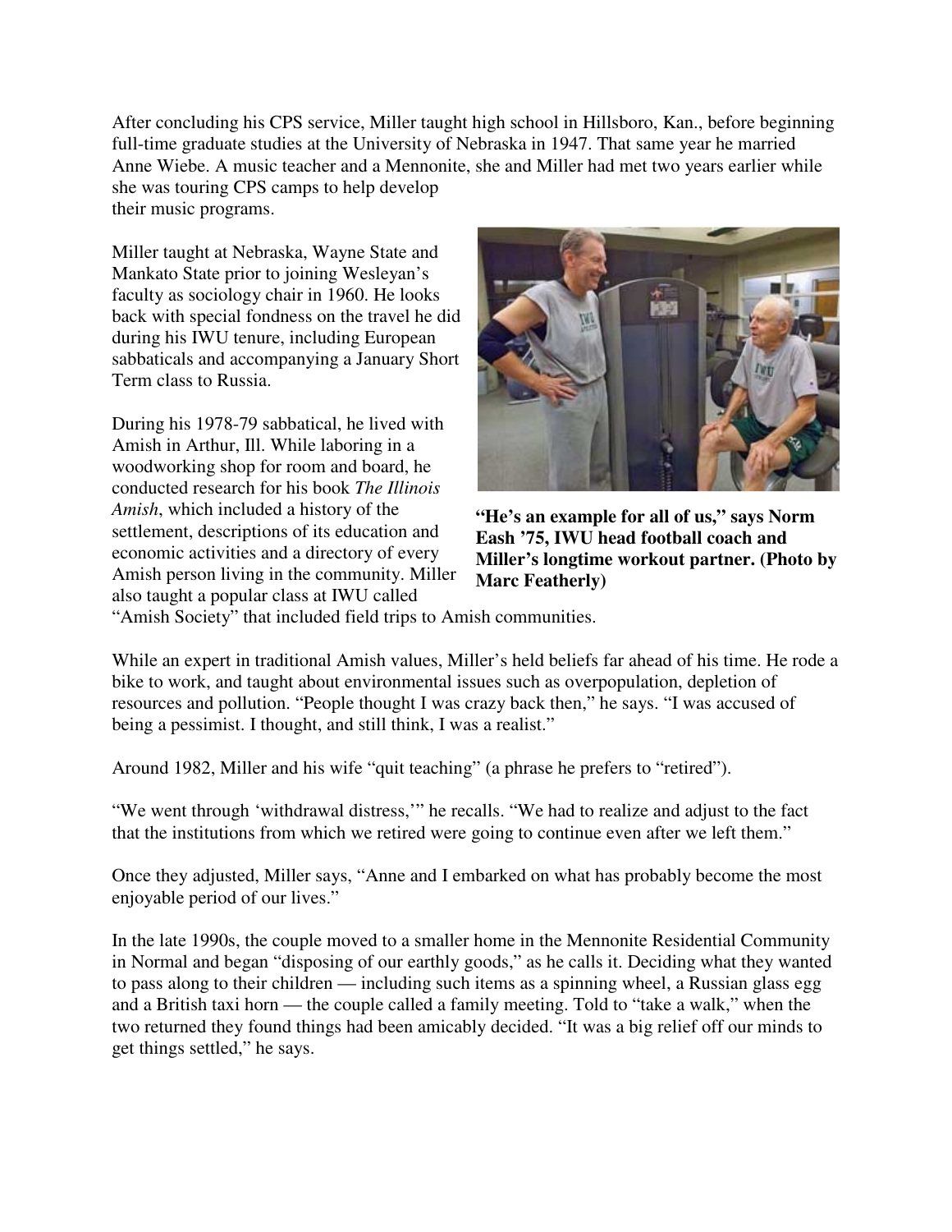After concluding his CPS service, Miller taught high school in Hillsboro, Kan., before beginning full-time graduate studies at the University of Nebraska in 1947. That same year he married Anne Wiebe. A music teacher and a Mennonite, she and Miller had met two years earlier while she was touring CPS camps to help develop their music programs.

Miller taught at Nebraska, Wayne State and Mankato State prior to joining Wesleyan's faculty as sociology chair in 1960. He looks back with special fondness on the travel he did during his IWU tenure, including European sabbaticals and accompanying a January Short Term class to Russia.

During his 1978-79 sabbatical, he lived with Amish in Arthur, Ill. While laboring in a woodworking shop for room and board, he conducted research for his book *The Illinois Amish*, which included a history of the settlement, descriptions of its education and economic activities and a directory of every Amish person living in the community. Miller also taught a popular class at IWU called "Amish Society" that included field trips to Amish communities.

**"He's an example for all of us," says Norm Eash '75, IWU head football coach and Miller's longtime workout partner. (Photo by Marc Featherly)**

While an expert in traditional Amish values, Miller's held beliefs far ahead of his time. He rode a bike to work, and taught about environmental issues such as overpopulation, depletion of resources and pollution. "People thought I was crazy back then," he says. "I was accused of being a pessimist. I thought, and still think, I was a realist."

Around 1982, Miller and his wife "quit teaching" (a phrase he prefers to "retired").

"We went through 'withdrawal distress,'" he recalls. "We had to realize and adjust to the fact that the institutions from which we retired were going to continue even after we left them."

Once they adjusted, Miller says, "Anne and I embarked on what has probably become the most enjoyable period of our lives."

In the late 1990s, the couple moved to a smaller home in the Mennonite Residential Community in Normal and began "disposing of our earthly goods," as he calls it. Deciding what they wanted to pass along to their children — including such items as a spinning wheel, a Russian glass egg and a British taxi horn — the couple called a family meeting. Told to "take a walk," when the two returned they found things had been amicably decided. "It was a big relief off our minds to get things settled," he says.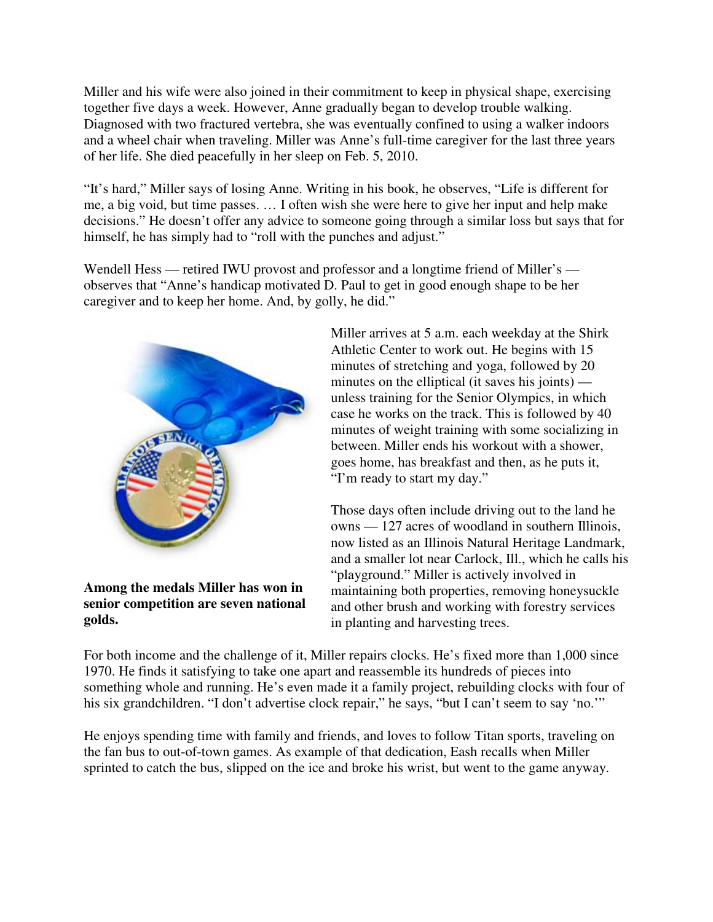Miller and his wife were also joined in their commitment to keep in physical shape, exercising together five days a week. However, Anne gradually began to develop trouble walking. Diagnosed with two fractured vertebra, she was eventually confined to using a walker indoors and a wheel chair when traveling. Miller was Anne's full-time caregiver for the last three years of her life. She died peacefully in her sleep on Feb. 5, 2010.

"It's hard," Miller says of losing Anne. Writing in his book, he observes, "Life is different for me, a big void, but time passes. … I often wish she were here to give her input and help make decisions." He doesn't offer any advice to someone going through a similar loss but says that for himself, he has simply had to "roll with the punches and adjust."

Wendell Hess — retired IWU provost and professor and a longtime friend of Miller's — observes that "Anne's handicap motivated D. Paul to get in good enough shape to be her caregiver and to keep her home. And, by golly, he did."

**Among the medals Miller has won in senior competition are seven national golds.**

Miller arrives at 5 a.m. each weekday at the Shirk Athletic Center to work out. He begins with 15 minutes of stretching and yoga, followed by 20 minutes on the elliptical (it saves his joints) — unless training for the Senior Olympics, in which case he works on the track. This is followed by 40 minutes of weight training with some socializing in between. Miller ends his workout with a shower, goes home, has breakfast and then, as he puts it, "I'm ready to start my day."

Those days often include driving out to the land he owns — 127 acres of woodland in southern Illinois, now listed as an Illinois Natural Heritage Landmark, and a smaller lot near Carlock, Ill., which he calls his "playground." Miller is actively involved in maintaining both properties, removing honeysuckle and other brush and working with forestry services in planting and harvesting trees.

For both income and the challenge of it, Miller repairs clocks. He's fixed more than 1,000 since 1970. He finds it satisfying to take one apart and reassemble its hundreds of pieces into something whole and running. He's even made it a family project, rebuilding clocks with four of his six grandchildren. "I don't advertise clock repair," he says, "but I can't seem to say 'no.'"

He enjoys spending time with family and friends, and loves to follow Titan sports, traveling on the fan bus to out-of-town games. As example of that dedication, Eash recalls when Miller sprinted to catch the bus, slipped on the ice and broke his wrist, but went to the game anyway.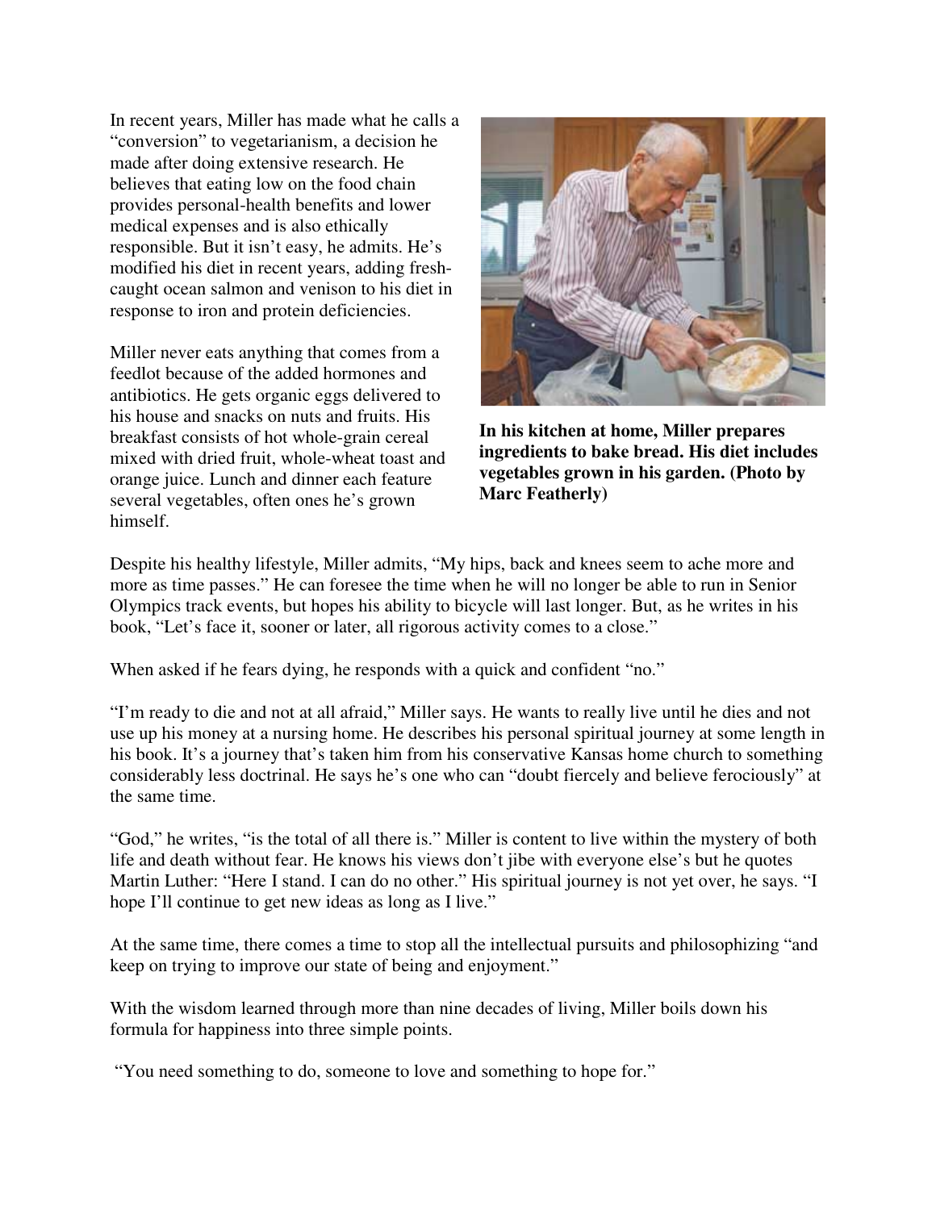In recent years, Miller has made what he calls a "conversion" to vegetarianism, a decision he made after doing extensive research. He believes that eating low on the food chain provides personal-health benefits and lower medical expenses and is also ethically responsible. But it isn't easy, he admits. He's modified his diet in recent years, adding fresh-caught ocean salmon and venison to his diet in response to iron and protein deficiencies.

Miller never eats anything that comes from a feedlot because of the added hormones and antibiotics. He gets organic eggs delivered to his house and snacks on nuts and fruits. His breakfast consists of hot whole-grain cereal mixed with dried fruit, whole-wheat toast and orange juice. Lunch and dinner each feature several vegetables, often ones he's grown himself.

**In his kitchen at home, Miller prepares ingredients to bake bread. His diet includes vegetables grown in his garden. (Photo by Marc Featherly)**

Despite his healthy lifestyle, Miller admits, "My hips, back and knees seem to ache more and more as time passes." He can foresee the time when he will no longer be able to run in Senior Olympics track events, but hopes his ability to bicycle will last longer. But, as he writes in his book, "Let's face it, sooner or later, all rigorous activity comes to a close."

When asked if he fears dying, he responds with a quick and confident "no."

"I'm ready to die and not at all afraid," Miller says. He wants to really live until he dies and not use up his money at a nursing home. He describes his personal spiritual journey at some length in his book. It's a journey that's taken him from his conservative Kansas home church to something considerably less doctrinal. He says he's one who can "doubt fiercely and believe ferociously" at the same time.

"God," he writes, "is the total of all there is." Miller is content to live within the mystery of both life and death without fear. He knows his views don't jibe with everyone else's but he quotes Martin Luther: "Here I stand. I can do no other." His spiritual journey is not yet over, he says. "I hope I'll continue to get new ideas as long as I live."

At the same time, there comes a time to stop all the intellectual pursuits and philosophizing "and keep on trying to improve our state of being and enjoyment."

With the wisdom learned through more than nine decades of living, Miller boils down his formula for happiness into three simple points.

"You need something to do, someone to love and something to hope for."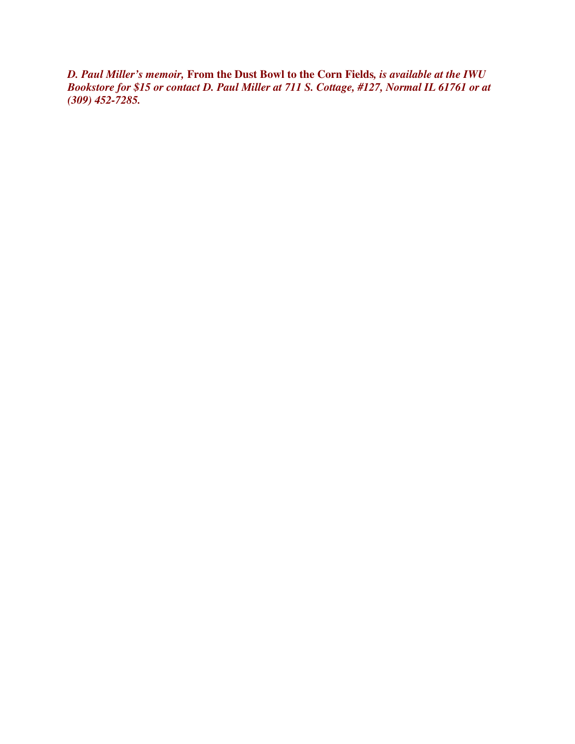*D. Paul Miller's memoir,* **From the Dust Bowl to the Corn Fields***, is available at the IWU Bookstore for $15 or contact D. Paul Miller at 711 S. Cottage, #127, Normal IL 61761 or at (309) 452-7285.*